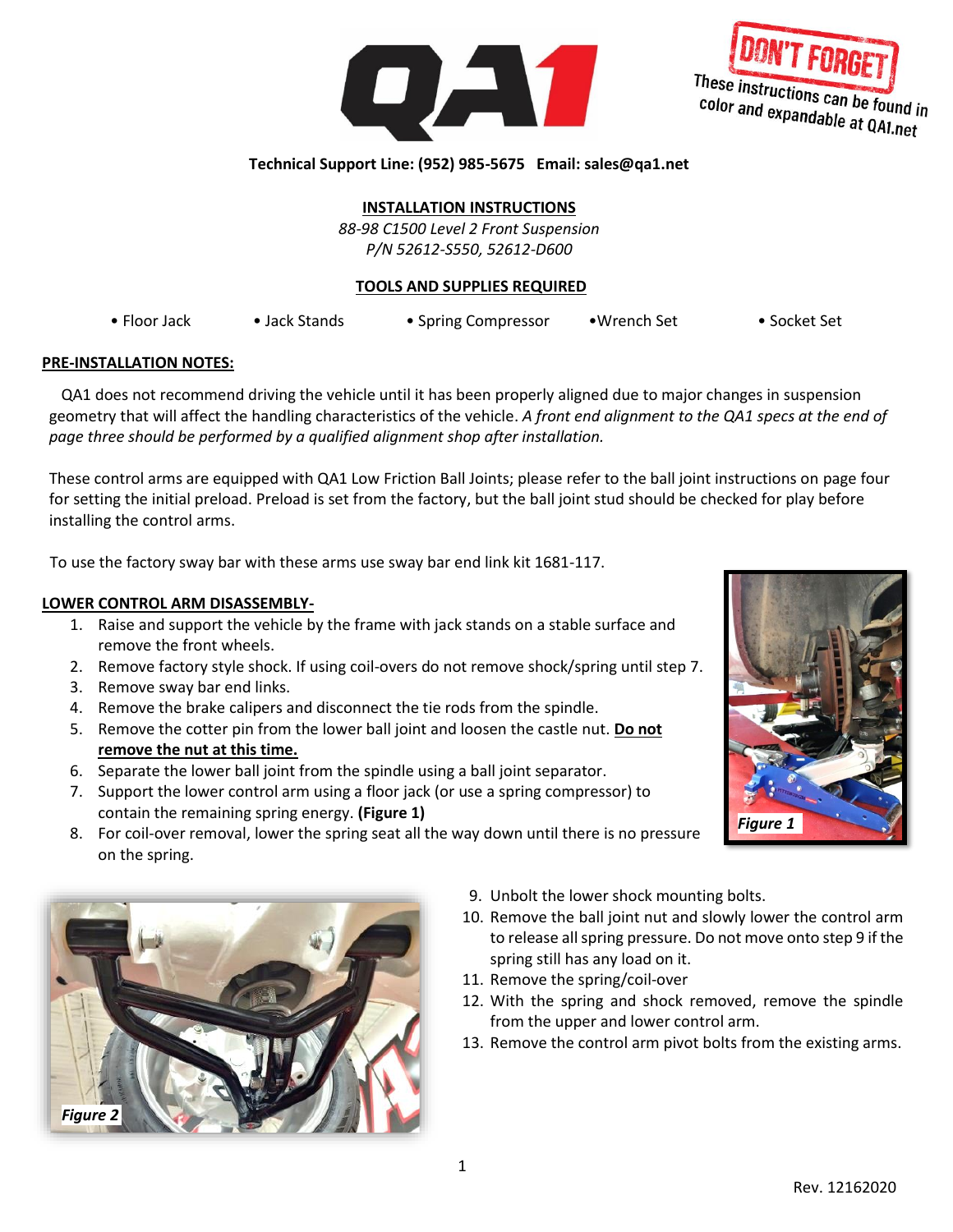DON'T FORGET These instructions can be found in color and expandable at QA1.net

**Technical Support Line: (952) 985-5675 Email: sales@qa1.net**

## INSTALLATION INSTRUCTIONS

*88-98 C1500 Level 2 Front Suspension*
*P/N 52612-S550, 52612-D600*

## TOOLS AND SUPPLIES REQUIRED

- Floor Jack
- Jack Stands
- Spring Compressor
- Wrench Set
- Socket Set

## PRE-INSTALLATION NOTES:

QA1 does not recommend driving the vehicle until it has been properly aligned due to major changes in suspension geometry that will affect the handling characteristics of the vehicle. *A front end alignment to the QA1 specs at the end of page three should be performed by a qualified alignment shop after installation.*

These control arms are equipped with QA1 Low Friction Ball Joints; please refer to the ball joint instructions on page four for setting the initial preload. Preload is set from the factory, but the ball joint stud should be checked for play before installing the control arms.

To use the factory sway bar with these arms use sway bar end link kit 1681-117.

## LOWER CONTROL ARM DISASSEMBLY-

1. Raise and support the vehicle by the frame with jack stands on a stable surface and remove the front wheels.
2. Remove factory style shock. If using coil-overs do not remove shock/spring until step 7.
3. Remove sway bar end links.
4. Remove the brake calipers and disconnect the tie rods from the spindle.
5. Remove the cotter pin from the lower ball joint and loosen the castle nut. **Do not remove the nut at this time.**
6. Separate the lower ball joint from the spindle using a ball joint separator.
7. Support the lower control arm using a floor jack (or use a spring compressor) to contain the remaining spring energy. **(Figure 1)**
8. For coil-over removal, lower the spring seat all the way down until there is no pressure on the spring.
9. Unbolt the lower shock mounting bolts.
10. Remove the ball joint nut and slowly lower the control arm to release all spring pressure. Do not move onto step 9 if the spring still has any load on it.
11. Remove the spring/coil-over
12. With the spring and shock removed, remove the spindle from the upper and lower control arm.
13. Remove the control arm pivot bolts from the existing arms.

*Figure 1*

*Figure 2*

Rev. 12162020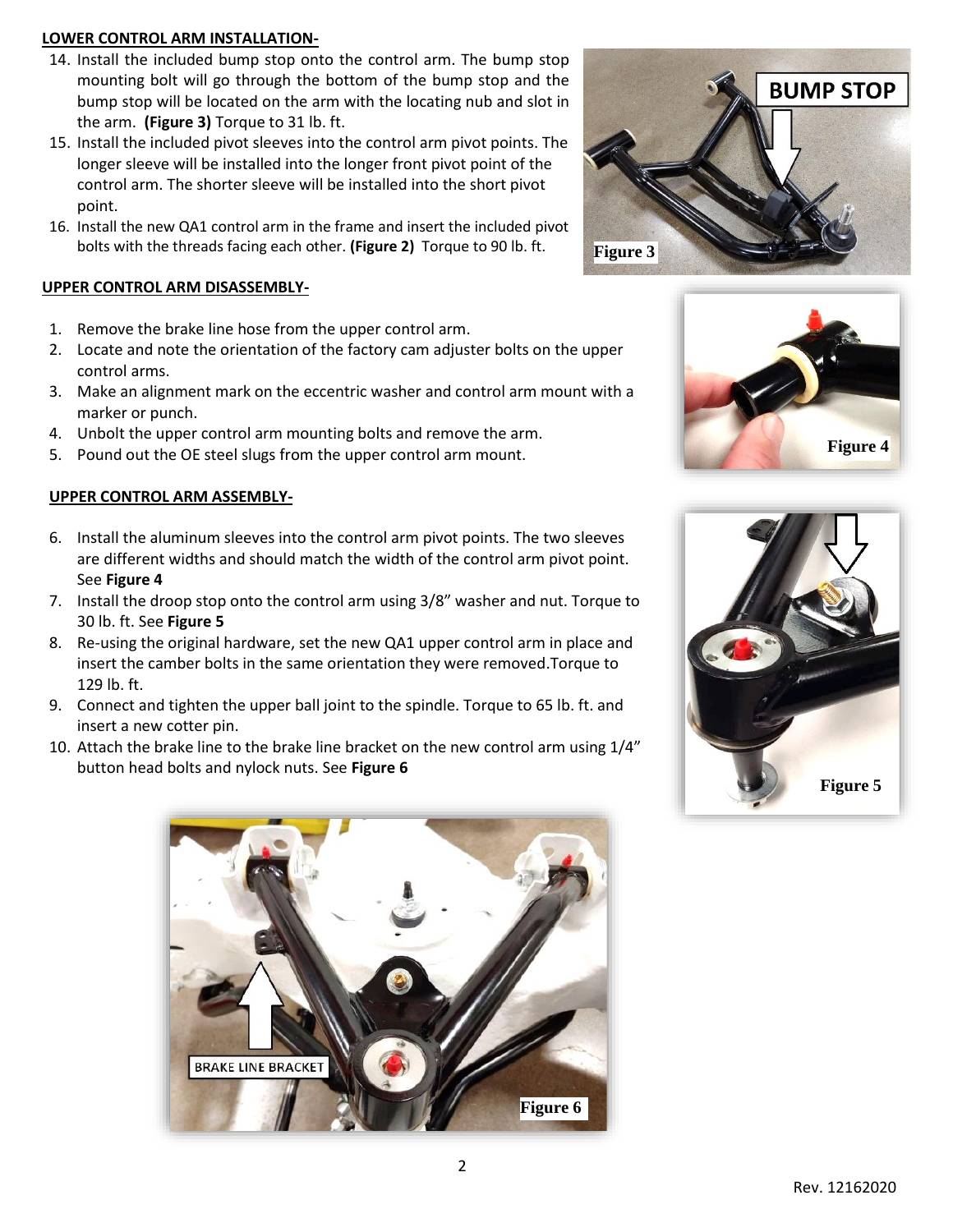**LOWER CONTROL ARM INSTALLATION-**

14. Install the included bump stop onto the control arm. The bump stop mounting bolt will go through the bottom of the bump stop and the bump stop will be located on the arm with the locating nub and slot in the arm. **(Figure 3)** Torque to 31 lb. ft.
15. Install the included pivot sleeves into the control arm pivot points. The longer sleeve will be installed into the longer front pivot point of the control arm. The shorter sleeve will be installed into the short pivot point.
16. Install the new QA1 control arm in the frame and insert the included pivot bolts with the threads facing each other. **(Figure 2)** Torque to 90 lb. ft.

Figure 3

**UPPER CONTROL ARM DISASSEMBLY-**

1. Remove the brake line hose from the upper control arm.
2. Locate and note the orientation of the factory cam adjuster bolts on the upper control arms.
3. Make an alignment mark on the eccentric washer and control arm mount with a marker or punch.
4. Unbolt the upper control arm mounting bolts and remove the arm.
5. Pound out the OE steel slugs from the upper control arm mount.

Figure 4

**UPPER CONTROL ARM ASSEMBLY-**

6. Install the aluminum sleeves into the control arm pivot points. The two sleeves are different widths and should match the width of the control arm pivot point. See **Figure 4**
7. Install the droop stop onto the control arm using 3/8" washer and nut. Torque to 30 lb. ft. See **Figure 5**
8. Re-using the original hardware, set the new QA1 upper control arm in place and insert the camber bolts in the same orientation they were removed.Torque to 129 lb. ft.
9. Connect and tighten the upper ball joint to the spindle. Torque to 65 lb. ft. and insert a new cotter pin.
10. Attach the brake line to the brake line bracket on the new control arm using 1/4" button head bolts and nylock nuts. See **Figure 6**

Figure 5

Figure 6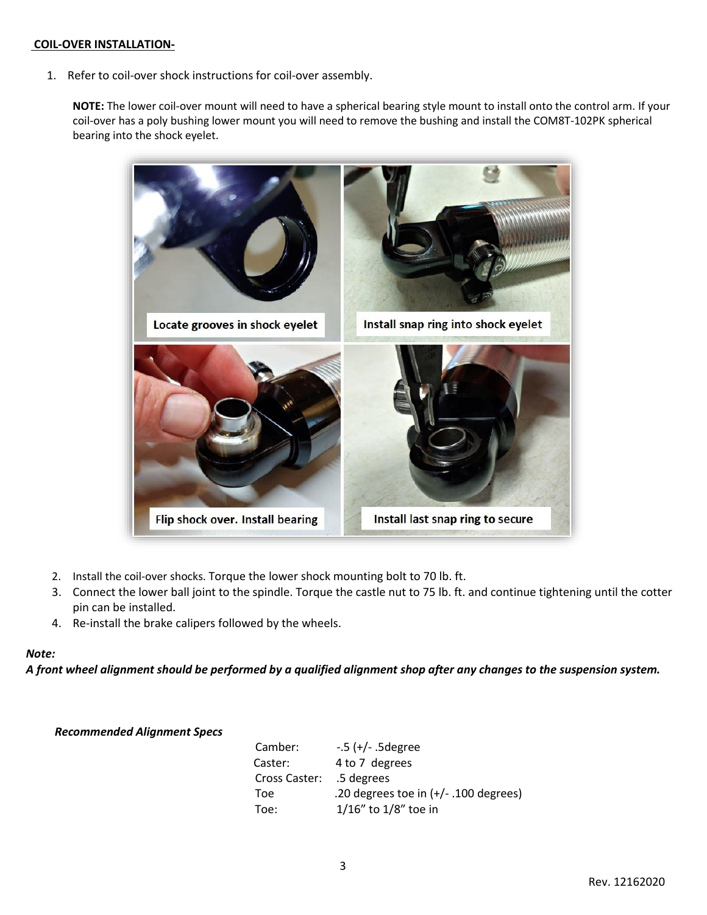**COIL-OVER INSTALLATION-**

1. Refer to coil-over shock instructions for coil-over assembly.

   **NOTE:** The lower coil-over mount will need to have a spherical bearing style mount to install onto the control arm. If your coil-over has a poly bushing lower mount you will need to remove the bushing and install the COM8T-102PK spherical bearing into the shock eyelet.

   Locate grooves in shock eyelet

   Install snap ring into shock eyelet

   Flip shock over. Install bearing

   Install last snap ring to secure

2. Install the coil-over shocks. Torque the lower shock mounting bolt to 70 lb. ft.
3. Connect the lower ball joint to the spindle. Torque the castle nut to 75 lb. ft. and continue tightening until the cotter pin can be installed.
4. Re-install the brake calipers followed by the wheels.

***Note:***
***A front wheel alignment should be performed by a qualified alignment shop after any changes to the suspension system.***

***Recommended Alignment Specs***

| | |
|---|---|
| Camber: | -.5 (+/- .5degree |
| Caster: | 4 to 7 degrees |
| Cross Caster: | .5 degrees |
| Toe | .20 degrees toe in (+/- .100 degrees) |
| Toe: | 1/16” to 1/8” toe in |

Rev. 12162020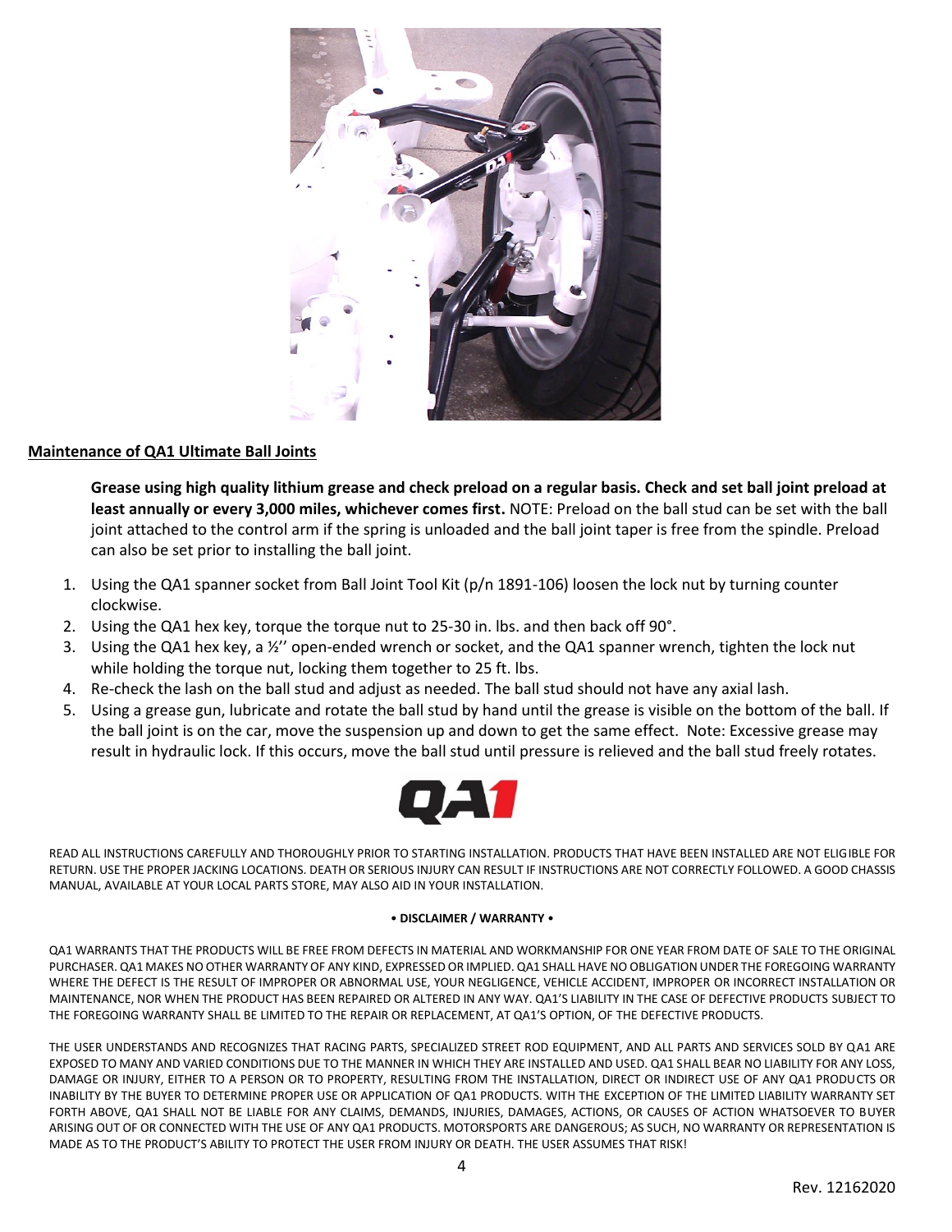**Maintenance of QA1 Ultimate Ball Joints**

**Grease using high quality lithium grease and check preload on a regular basis. Check and set ball joint preload at least annually or every 3,000 miles, whichever comes first.** NOTE: Preload on the ball stud can be set with the ball joint attached to the control arm if the spring is unloaded and the ball joint taper is free from the spindle. Preload can also be set prior to installing the ball joint.

1. Using the QA1 spanner socket from Ball Joint Tool Kit (p/n 1891-106) loosen the lock nut by turning counter clockwise.
2. Using the QA1 hex key, torque the torque nut to 25-30 in. lbs. and then back off 90°.
3. Using the QA1 hex key, a ½'' open-ended wrench or socket, and the QA1 spanner wrench, tighten the lock nut while holding the torque nut, locking them together to 25 ft. lbs.
4. Re-check the lash on the ball stud and adjust as needed. The ball stud should not have any axial lash.
5. Using a grease gun, lubricate and rotate the ball stud by hand until the grease is visible on the bottom of the ball. If the ball joint is on the car, move the suspension up and down to get the same effect. Note: Excessive grease may result in hydraulic lock. If this occurs, move the ball stud until pressure is relieved and the ball stud freely rotates.

READ ALL INSTRUCTIONS CAREFULLY AND THOROUGHLY PRIOR TO STARTING INSTALLATION. PRODUCTS THAT HAVE BEEN INSTALLED ARE NOT ELIGIBLE FOR RETURN. USE THE PROPER JACKING LOCATIONS. DEATH OR SERIOUS INJURY CAN RESULT IF INSTRUCTIONS ARE NOT CORRECTLY FOLLOWED. A GOOD CHASSIS MANUAL, AVAILABLE AT YOUR LOCAL PARTS STORE, MAY ALSO AID IN YOUR INSTALLATION.

**• DISCLAIMER / WARRANTY •**

QA1 WARRANTS THAT THE PRODUCTS WILL BE FREE FROM DEFECTS IN MATERIAL AND WORKMANSHIP FOR ONE YEAR FROM DATE OF SALE TO THE ORIGINAL PURCHASER. QA1 MAKES NO OTHER WARRANTY OF ANY KIND, EXPRESSED OR IMPLIED. QA1 SHALL HAVE NO OBLIGATION UNDER THE FOREGOING WARRANTY WHERE THE DEFECT IS THE RESULT OF IMPROPER OR ABNORMAL USE, YOUR NEGLIGENCE, VEHICLE ACCIDENT, IMPROPER OR INCORRECT INSTALLATION OR MAINTENANCE, NOR WHEN THE PRODUCT HAS BEEN REPAIRED OR ALTERED IN ANY WAY. QA1'S LIABILITY IN THE CASE OF DEFECTIVE PRODUCTS SUBJECT TO THE FOREGOING WARRANTY SHALL BE LIMITED TO THE REPAIR OR REPLACEMENT, AT QA1'S OPTION, OF THE DEFECTIVE PRODUCTS.

THE USER UNDERSTANDS AND RECOGNIZES THAT RACING PARTS, SPECIALIZED STREET ROD EQUIPMENT, AND ALL PARTS AND SERVICES SOLD BY QA1 ARE EXPOSED TO MANY AND VARIED CONDITIONS DUE TO THE MANNER IN WHICH THEY ARE INSTALLED AND USED. QA1 SHALL BEAR NO LIABILITY FOR ANY LOSS, DAMAGE OR INJURY, EITHER TO A PERSON OR TO PROPERTY, RESULTING FROM THE INSTALLATION, DIRECT OR INDIRECT USE OF ANY QA1 PRODUCTS OR INABILITY BY THE BUYER TO DETERMINE PROPER USE OR APPLICATION OF QA1 PRODUCTS. WITH THE EXCEPTION OF THE LIMITED LIABILITY WARRANTY SET FORTH ABOVE, QA1 SHALL NOT BE LIABLE FOR ANY CLAIMS, DEMANDS, INJURIES, DAMAGES, ACTIONS, OR CAUSES OF ACTION WHATSOEVER TO BUYER ARISING OUT OF OR CONNECTED WITH THE USE OF ANY QA1 PRODUCTS. MOTORSPORTS ARE DANGEROUS; AS SUCH, NO WARRANTY OR REPRESENTATION IS MADE AS TO THE PRODUCT'S ABILITY TO PROTECT THE USER FROM INJURY OR DEATH. THE USER ASSUMES THAT RISK!

Rev. 12162020